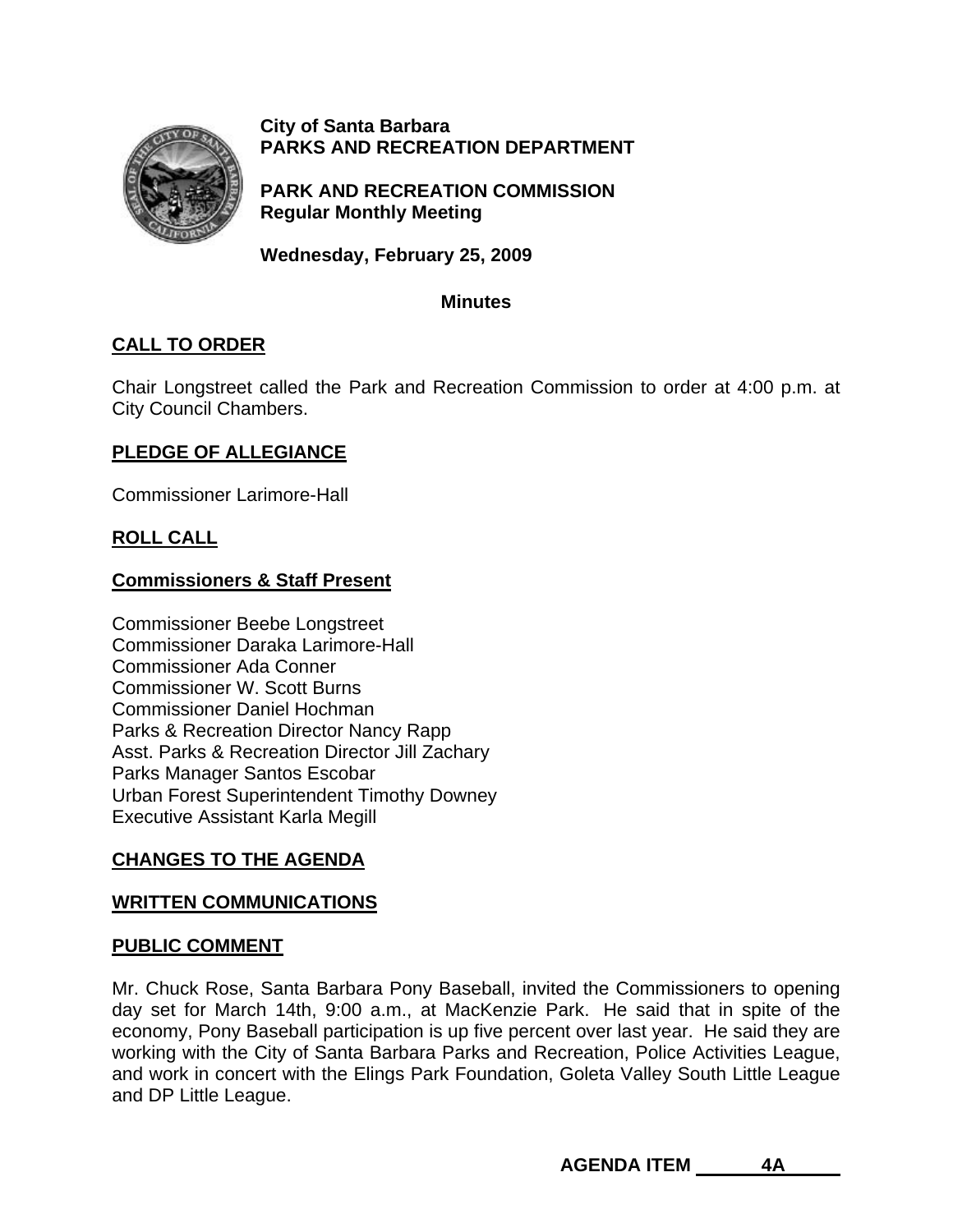**City of Santa Barbara**
**PARKS AND RECREATION DEPARTMENT**

**PARK AND RECREATION COMMISSION**
**Regular Monthly Meeting**

**Wednesday, February 25, 2009**

**Minutes**

## CALL TO ORDER

Chair Longstreet called the Park and Recreation Commission to order at 4:00 p.m. at City Council Chambers.

## PLEDGE OF ALLEGIANCE

Commissioner Larimore-Hall

## ROLL CALL

### Commissioners & Staff Present

Commissioner Beebe Longstreet
Commissioner Daraka Larimore-Hall
Commissioner Ada Conner
Commissioner W. Scott Burns
Commissioner Daniel Hochman
Parks & Recreation Director Nancy Rapp
Asst. Parks & Recreation Director Jill Zachary
Parks Manager Santos Escobar
Urban Forest Superintendent Timothy Downey
Executive Assistant Karla Megill

## CHANGES TO THE AGENDA

## WRITTEN COMMUNICATIONS

## PUBLIC COMMENT

Mr. Chuck Rose, Santa Barbara Pony Baseball, invited the Commissioners to opening day set for March 14th, 9:00 a.m., at MacKenzie Park. He said that in spite of the economy, Pony Baseball participation is up five percent over last year. He said they are working with the City of Santa Barbara Parks and Recreation, Police Activities League, and work in concert with the Elings Park Foundation, Goleta Valley South Little League and DP Little League.

**AGENDA ITEM 4A**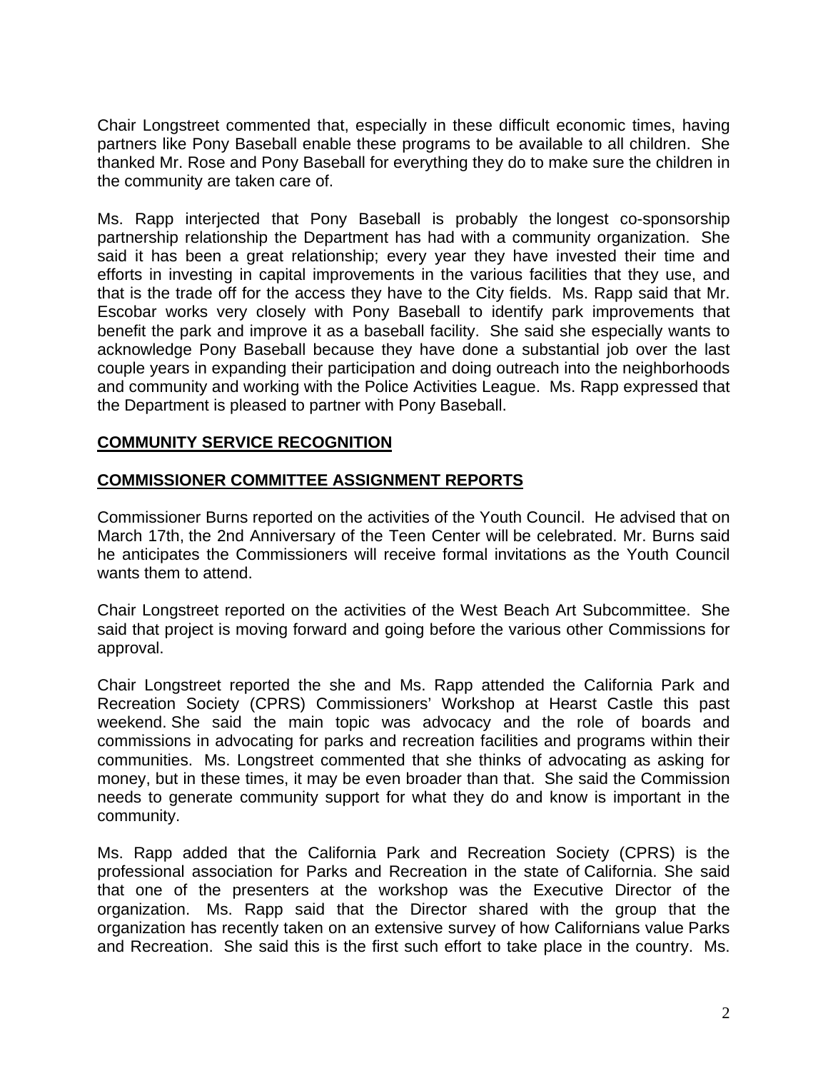Chair Longstreet commented that, especially in these difficult economic times, having partners like Pony Baseball enable these programs to be available to all children. She thanked Mr. Rose and Pony Baseball for everything they do to make sure the children in the community are taken care of.

Ms. Rapp interjected that Pony Baseball is probably the longest co-sponsorship partnership relationship the Department has had with a community organization. She said it has been a great relationship; every year they have invested their time and efforts in investing in capital improvements in the various facilities that they use, and that is the trade off for the access they have to the City fields. Ms. Rapp said that Mr. Escobar works very closely with Pony Baseball to identify park improvements that benefit the park and improve it as a baseball facility. She said she especially wants to acknowledge Pony Baseball because they have done a substantial job over the last couple years in expanding their participation and doing outreach into the neighborhoods and community and working with the Police Activities League. Ms. Rapp expressed that the Department is pleased to partner with Pony Baseball.

**COMMUNITY SERVICE RECOGNITION**

**COMMISSIONER COMMITTEE ASSIGNMENT REPORTS**

Commissioner Burns reported on the activities of the Youth Council. He advised that on March 17th, the 2nd Anniversary of the Teen Center will be celebrated. Mr. Burns said he anticipates the Commissioners will receive formal invitations as the Youth Council wants them to attend.

Chair Longstreet reported on the activities of the West Beach Art Subcommittee. She said that project is moving forward and going before the various other Commissions for approval.

Chair Longstreet reported the she and Ms. Rapp attended the California Park and Recreation Society (CPRS) Commissioners' Workshop at Hearst Castle this past weekend. She said the main topic was advocacy and the role of boards and commissions in advocating for parks and recreation facilities and programs within their communities. Ms. Longstreet commented that she thinks of advocating as asking for money, but in these times, it may be even broader than that. She said the Commission needs to generate community support for what they do and know is important in the community.

Ms. Rapp added that the California Park and Recreation Society (CPRS) is the professional association for Parks and Recreation in the state of California. She said that one of the presenters at the workshop was the Executive Director of the organization. Ms. Rapp said that the Director shared with the group that the organization has recently taken on an extensive survey of how Californians value Parks and Recreation. She said this is the first such effort to take place in the country. Ms.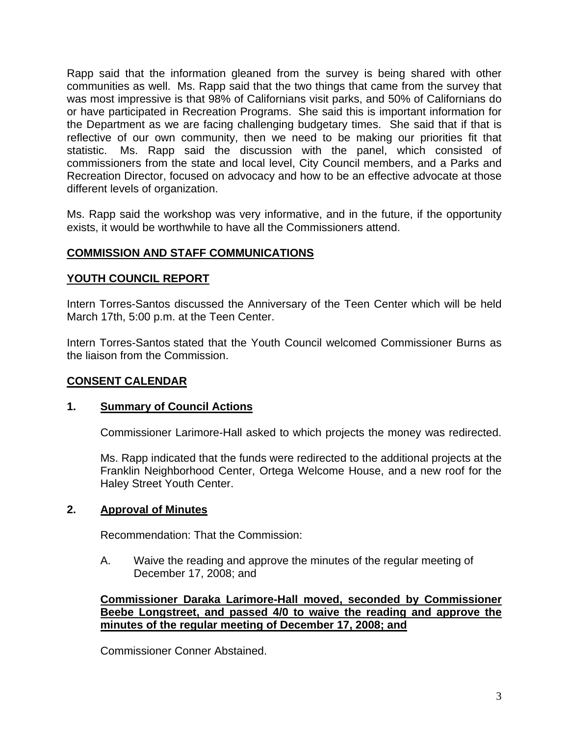Rapp said that the information gleaned from the survey is being shared with other communities as well. Ms. Rapp said that the two things that came from the survey that was most impressive is that 98% of Californians visit parks, and 50% of Californians do or have participated in Recreation Programs. She said this is important information for the Department as we are facing challenging budgetary times. She said that if that is reflective of our own community, then we need to be making our priorities fit that statistic. Ms. Rapp said the discussion with the panel, which consisted of commissioners from the state and local level, City Council members, and a Parks and Recreation Director, focused on advocacy and how to be an effective advocate at those different levels of organization.

Ms. Rapp said the workshop was very informative, and in the future, if the opportunity exists, it would be worthwhile to have all the Commissioners attend.

## COMMISSION AND STAFF COMMUNICATIONS

## YOUTH COUNCIL REPORT

Intern Torres-Santos discussed the Anniversary of the Teen Center which will be held March 17th, 5:00 p.m. at the Teen Center.

Intern Torres-Santos stated that the Youth Council welcomed Commissioner Burns as the liaison from the Commission.

## CONSENT CALENDAR

### 1. Summary of Council Actions

Commissioner Larimore-Hall asked to which projects the money was redirected.

Ms. Rapp indicated that the funds were redirected to the additional projects at the Franklin Neighborhood Center, Ortega Welcome House, and a new roof for the Haley Street Youth Center.

### 2. Approval of Minutes

Recommendation: That the Commission:

A. Waive the reading and approve the minutes of the regular meeting of December 17, 2008; and

**Commissioner Daraka Larimore-Hall moved, seconded by Commissioner Beebe Longstreet, and passed 4/0 to waive the reading and approve the minutes of the regular meeting of December 17, 2008; and**

Commissioner Conner Abstained.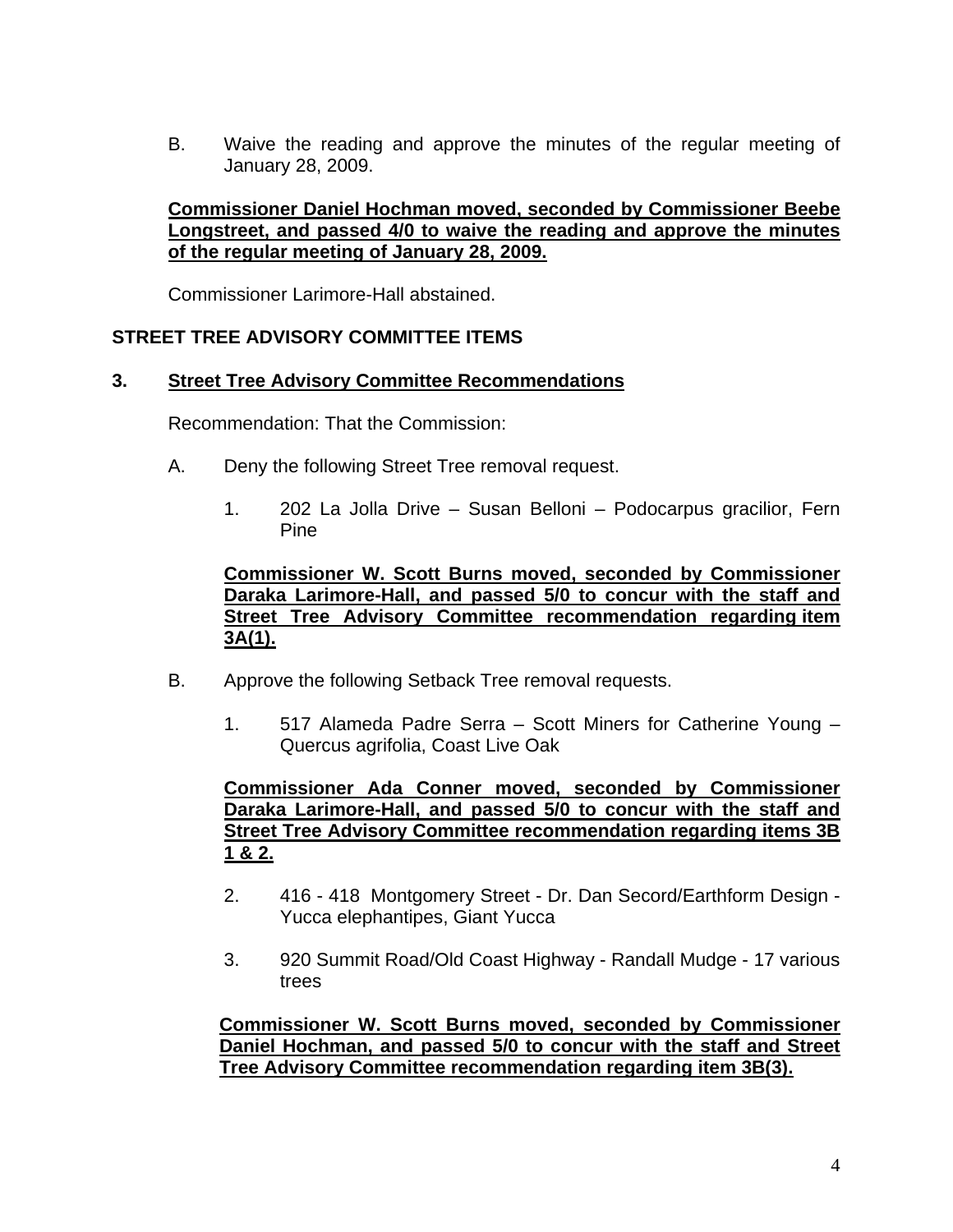B. Waive the reading and approve the minutes of the regular meeting of January 28, 2009.

**Commissioner Daniel Hochman moved, seconded by Commissioner Beebe Longstreet, and passed 4/0 to waive the reading and approve the minutes of the regular meeting of January 28, 2009.**

Commissioner Larimore-Hall abstained.

## STREET TREE ADVISORY COMMITTEE ITEMS

### 3. Street Tree Advisory Committee Recommendations

Recommendation: That the Commission:

A. Deny the following Street Tree removal request.

1. 202 La Jolla Drive – Susan Belloni – Podocarpus gracilior, Fern Pine

**Commissioner W. Scott Burns moved, seconded by Commissioner Daraka Larimore-Hall, and passed 5/0 to concur with the staff and Street Tree Advisory Committee recommendation regarding item 3A(1).**

B. Approve the following Setback Tree removal requests.

1. 517 Alameda Padre Serra – Scott Miners for Catherine Young – Quercus agrifolia, Coast Live Oak

**Commissioner Ada Conner moved, seconded by Commissioner Daraka Larimore-Hall, and passed 5/0 to concur with the staff and Street Tree Advisory Committee recommendation regarding items 3B 1 & 2.**

2. 416 - 418 Montgomery Street - Dr. Dan Secord/Earthform Design - Yucca elephantipes, Giant Yucca

3. 920 Summit Road/Old Coast Highway - Randall Mudge - 17 various trees

**Commissioner W. Scott Burns moved, seconded by Commissioner Daniel Hochman, and passed 5/0 to concur with the staff and Street Tree Advisory Committee recommendation regarding item 3B(3).**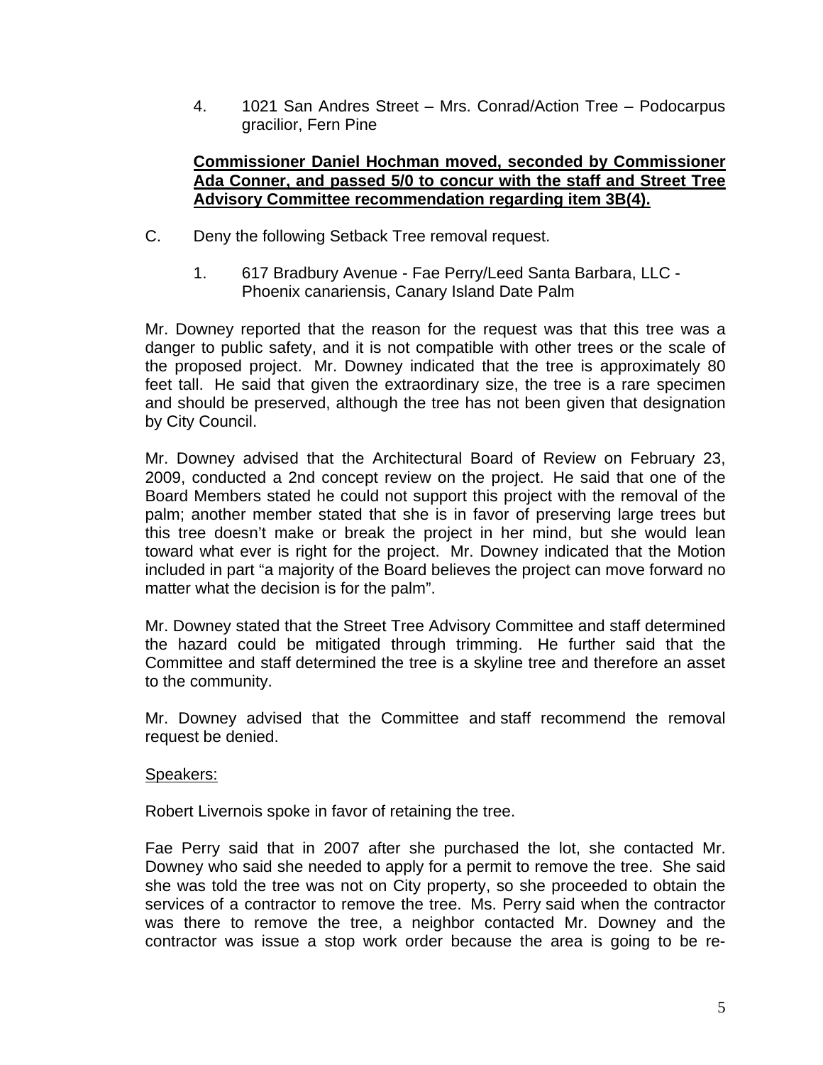4. 1021 San Andres Street – Mrs. Conrad/Action Tree – Podocarpus gracilior, Fern Pine

**Commissioner Daniel Hochman moved, seconded by Commissioner Ada Conner, and passed 5/0 to concur with the staff and Street Tree Advisory Committee recommendation regarding item 3B(4).**

C. Deny the following Setback Tree removal request.

1. 617 Bradbury Avenue - Fae Perry/Leed Santa Barbara, LLC - Phoenix canariensis, Canary Island Date Palm

Mr. Downey reported that the reason for the request was that this tree was a danger to public safety, and it is not compatible with other trees or the scale of the proposed project. Mr. Downey indicated that the tree is approximately 80 feet tall. He said that given the extraordinary size, the tree is a rare specimen and should be preserved, although the tree has not been given that designation by City Council.

Mr. Downey advised that the Architectural Board of Review on February 23, 2009, conducted a 2nd concept review on the project. He said that one of the Board Members stated he could not support this project with the removal of the palm; another member stated that she is in favor of preserving large trees but this tree doesn't make or break the project in her mind, but she would lean toward what ever is right for the project. Mr. Downey indicated that the Motion included in part "a majority of the Board believes the project can move forward no matter what the decision is for the palm".

Mr. Downey stated that the Street Tree Advisory Committee and staff determined the hazard could be mitigated through trimming. He further said that the Committee and staff determined the tree is a skyline tree and therefore an asset to the community.

Mr. Downey advised that the Committee and staff recommend the removal request be denied.

Speakers:

Robert Livernois spoke in favor of retaining the tree.

Fae Perry said that in 2007 after she purchased the lot, she contacted Mr. Downey who said she needed to apply for a permit to remove the tree. She said she was told the tree was not on City property, so she proceeded to obtain the services of a contractor to remove the tree. Ms. Perry said when the contractor was there to remove the tree, a neighbor contacted Mr. Downey and the contractor was issue a stop work order because the area is going to be re-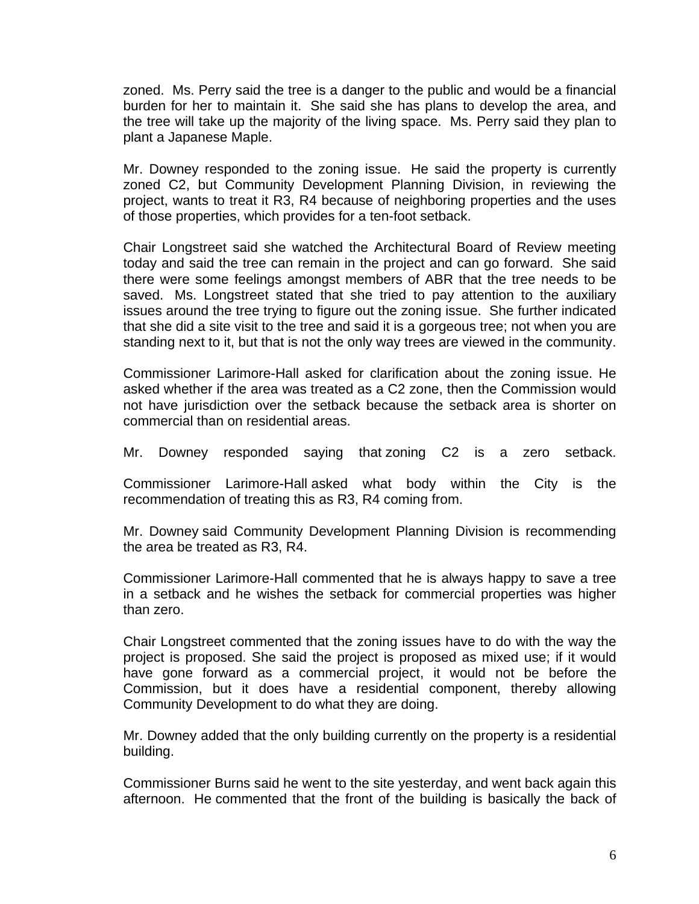zoned. Ms. Perry said the tree is a danger to the public and would be a financial burden for her to maintain it. She said she has plans to develop the area, and the tree will take up the majority of the living space. Ms. Perry said they plan to plant a Japanese Maple.

Mr. Downey responded to the zoning issue. He said the property is currently zoned C2, but Community Development Planning Division, in reviewing the project, wants to treat it R3, R4 because of neighboring properties and the uses of those properties, which provides for a ten-foot setback.

Chair Longstreet said she watched the Architectural Board of Review meeting today and said the tree can remain in the project and can go forward. She said there were some feelings amongst members of ABR that the tree needs to be saved. Ms. Longstreet stated that she tried to pay attention to the auxiliary issues around the tree trying to figure out the zoning issue. She further indicated that she did a site visit to the tree and said it is a gorgeous tree; not when you are standing next to it, but that is not the only way trees are viewed in the community.

Commissioner Larimore-Hall asked for clarification about the zoning issue. He asked whether if the area was treated as a C2 zone, then the Commission would not have jurisdiction over the setback because the setback area is shorter on commercial than on residential areas.

Mr. Downey responded saying that zoning C2 is a zero setback.

Commissioner Larimore-Hall asked what body within the City is the recommendation of treating this as R3, R4 coming from.

Mr. Downey said Community Development Planning Division is recommending the area be treated as R3, R4.

Commissioner Larimore-Hall commented that he is always happy to save a tree in a setback and he wishes the setback for commercial properties was higher than zero.

Chair Longstreet commented that the zoning issues have to do with the way the project is proposed. She said the project is proposed as mixed use; if it would have gone forward as a commercial project, it would not be before the Commission, but it does have a residential component, thereby allowing Community Development to do what they are doing.

Mr. Downey added that the only building currently on the property is a residential building.

Commissioner Burns said he went to the site yesterday, and went back again this afternoon. He commented that the front of the building is basically the back of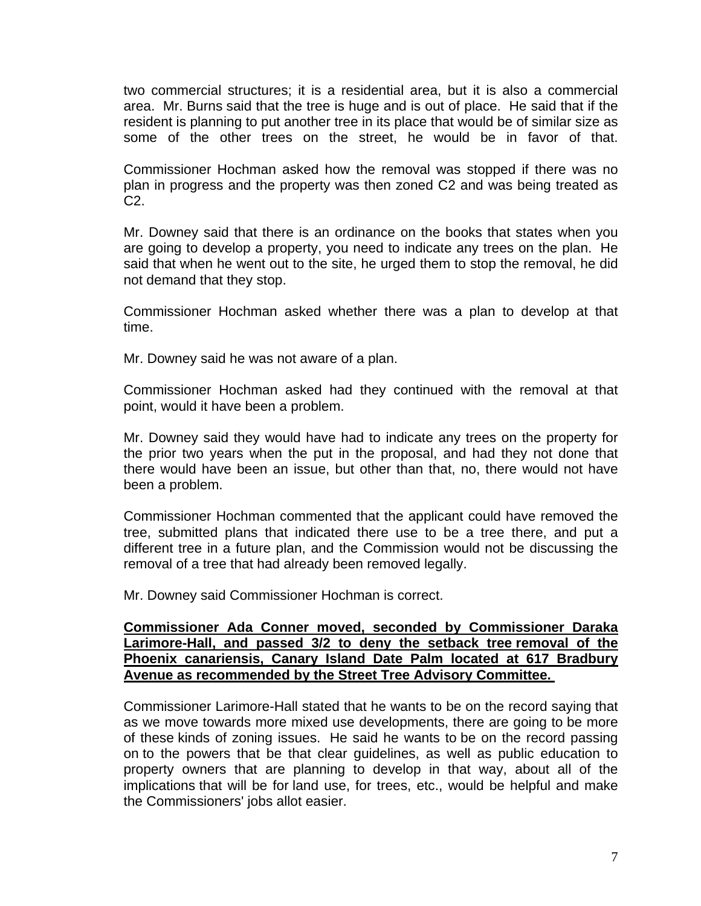two commercial structures; it is a residential area, but it is also a commercial area. Mr. Burns said that the tree is huge and is out of place. He said that if the resident is planning to put another tree in its place that would be of similar size as some of the other trees on the street, he would be in favor of that.

Commissioner Hochman asked how the removal was stopped if there was no plan in progress and the property was then zoned C2 and was being treated as C2.

Mr. Downey said that there is an ordinance on the books that states when you are going to develop a property, you need to indicate any trees on the plan. He said that when he went out to the site, he urged them to stop the removal, he did not demand that they stop.

Commissioner Hochman asked whether there was a plan to develop at that time.

Mr. Downey said he was not aware of a plan.

Commissioner Hochman asked had they continued with the removal at that point, would it have been a problem.

Mr. Downey said they would have had to indicate any trees on the property for the prior two years when the put in the proposal, and had they not done that there would have been an issue, but other than that, no, there would not have been a problem.

Commissioner Hochman commented that the applicant could have removed the tree, submitted plans that indicated there use to be a tree there, and put a different tree in a future plan, and the Commission would not be discussing the removal of a tree that had already been removed legally.

Mr. Downey said Commissioner Hochman is correct.

**Commissioner Ada Conner moved, seconded by Commissioner Daraka Larimore-Hall, and passed 3/2 to deny the setback tree removal of the Phoenix canariensis, Canary Island Date Palm located at 617 Bradbury Avenue as recommended by the Street Tree Advisory Committee.**

Commissioner Larimore-Hall stated that he wants to be on the record saying that as we move towards more mixed use developments, there are going to be more of these kinds of zoning issues. He said he wants to be on the record passing on to the powers that be that clear guidelines, as well as public education to property owners that are planning to develop in that way, about all of the implications that will be for land use, for trees, etc., would be helpful and make the Commissioners' jobs allot easier.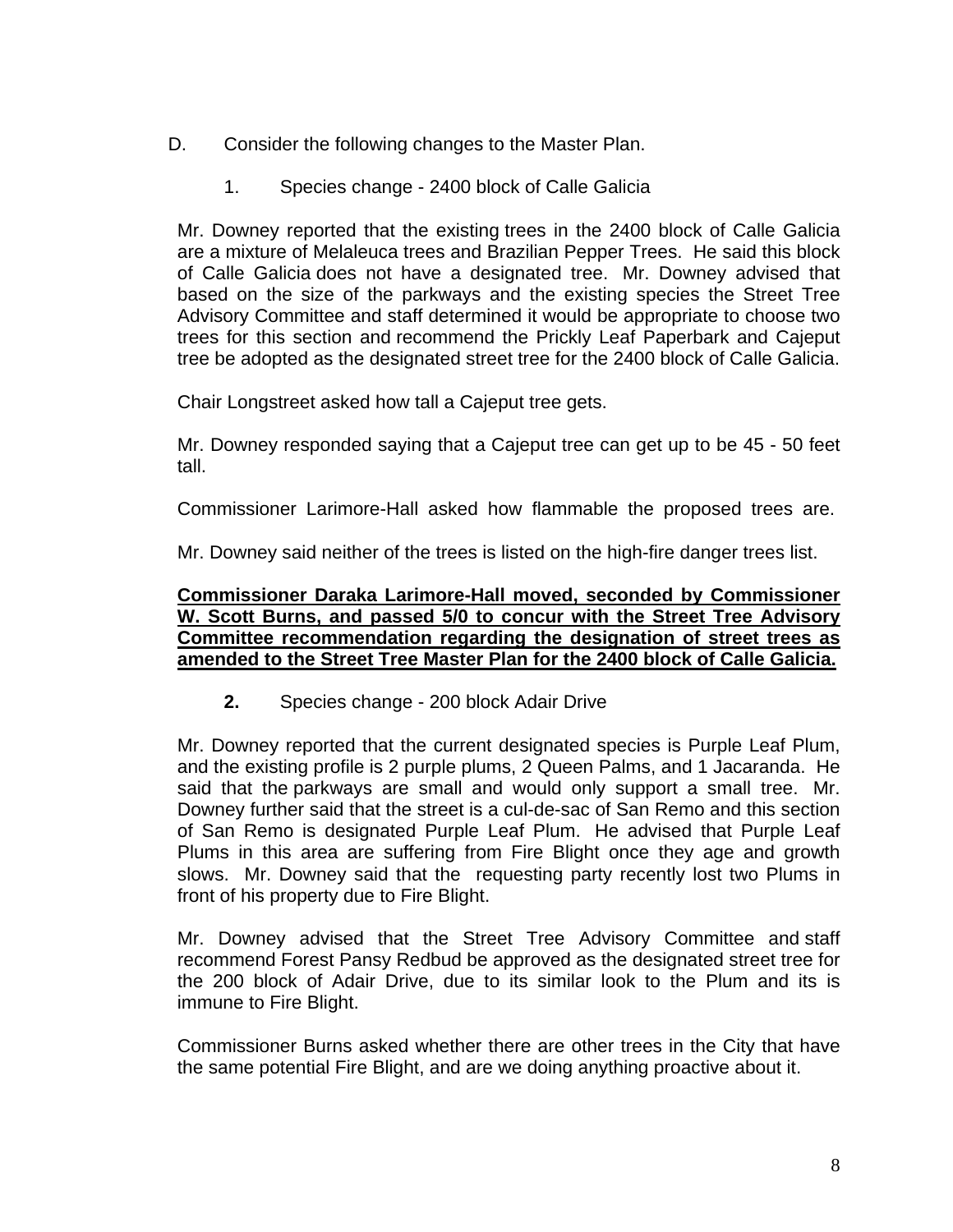D. Consider the following changes to the Master Plan.

1. Species change - 2400 block of Calle Galicia

Mr. Downey reported that the existing trees in the 2400 block of Calle Galicia are a mixture of Melaleuca trees and Brazilian Pepper Trees. He said this block of Calle Galicia does not have a designated tree. Mr. Downey advised that based on the size of the parkways and the existing species the Street Tree Advisory Committee and staff determined it would be appropriate to choose two trees for this section and recommend the Prickly Leaf Paperbark and Cajeput tree be adopted as the designated street tree for the 2400 block of Calle Galicia.

Chair Longstreet asked how tall a Cajeput tree gets.

Mr. Downey responded saying that a Cajeput tree can get up to be 45 - 50 feet tall.

Commissioner Larimore-Hall asked how flammable the proposed trees are.

Mr. Downey said neither of the trees is listed on the high-fire danger trees list.

<u>**Commissioner Daraka Larimore-Hall moved, seconded by Commissioner W. Scott Burns, and passed 5/0 to concur with the Street Tree Advisory Committee recommendation regarding the designation of street trees as amended to the Street Tree Master Plan for the 2400 block of Calle Galicia.**</u>

**2.** Species change - 200 block Adair Drive

Mr. Downey reported that the current designated species is Purple Leaf Plum, and the existing profile is 2 purple plums, 2 Queen Palms, and 1 Jacaranda. He said that the parkways are small and would only support a small tree. Mr. Downey further said that the street is a cul-de-sac of San Remo and this section of San Remo is designated Purple Leaf Plum. He advised that Purple Leaf Plums in this area are suffering from Fire Blight once they age and growth slows. Mr. Downey said that the requesting party recently lost two Plums in front of his property due to Fire Blight.

Mr. Downey advised that the Street Tree Advisory Committee and staff recommend Forest Pansy Redbud be approved as the designated street tree for the 200 block of Adair Drive, due to its similar look to the Plum and its is immune to Fire Blight.

Commissioner Burns asked whether there are other trees in the City that have the same potential Fire Blight, and are we doing anything proactive about it.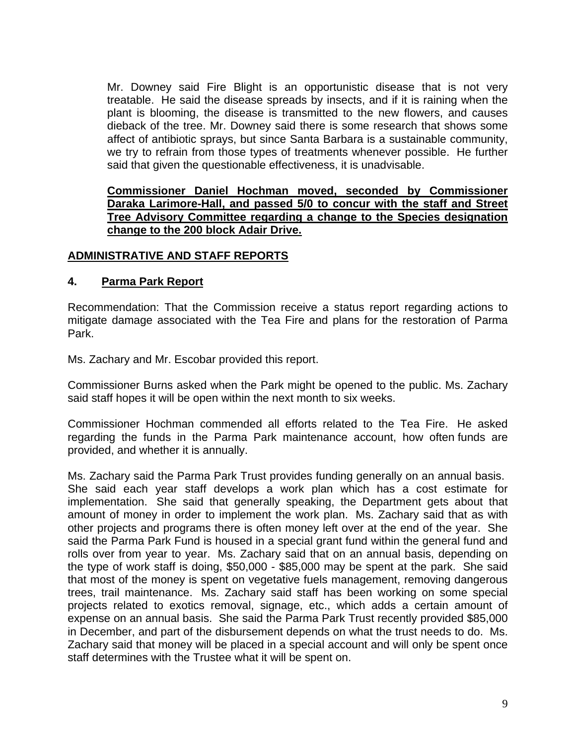Mr. Downey said Fire Blight is an opportunistic disease that is not very treatable. He said the disease spreads by insects, and if it is raining when the plant is blooming, the disease is transmitted to the new flowers, and causes dieback of the tree. Mr. Downey said there is some research that shows some affect of antibiotic sprays, but since Santa Barbara is a sustainable community, we try to refrain from those types of treatments whenever possible. He further said that given the questionable effectiveness, it is unadvisable.

**Commissioner Daniel Hochman moved, seconded by Commissioner Daraka Larimore-Hall, and passed 5/0 to concur with the staff and Street Tree Advisory Committee regarding a change to the Species designation change to the 200 block Adair Drive.**

## ADMINISTRATIVE AND STAFF REPORTS

### 4. Parma Park Report

Recommendation: That the Commission receive a status report regarding actions to mitigate damage associated with the Tea Fire and plans for the restoration of Parma Park.

Ms. Zachary and Mr. Escobar provided this report.

Commissioner Burns asked when the Park might be opened to the public. Ms. Zachary said staff hopes it will be open within the next month to six weeks.

Commissioner Hochman commended all efforts related to the Tea Fire. He asked regarding the funds in the Parma Park maintenance account, how often funds are provided, and whether it is annually.

Ms. Zachary said the Parma Park Trust provides funding generally on an annual basis. She said each year staff develops a work plan which has a cost estimate for implementation. She said that generally speaking, the Department gets about that amount of money in order to implement the work plan. Ms. Zachary said that as with other projects and programs there is often money left over at the end of the year. She said the Parma Park Fund is housed in a special grant fund within the general fund and rolls over from year to year. Ms. Zachary said that on an annual basis, depending on the type of work staff is doing, $50,000 - $85,000 may be spent at the park. She said that most of the money is spent on vegetative fuels management, removing dangerous trees, trail maintenance. Ms. Zachary said staff has been working on some special projects related to exotics removal, signage, etc., which adds a certain amount of expense on an annual basis. She said the Parma Park Trust recently provided $85,000 in December, and part of the disbursement depends on what the trust needs to do. Ms. Zachary said that money will be placed in a special account and will only be spent once staff determines with the Trustee what it will be spent on.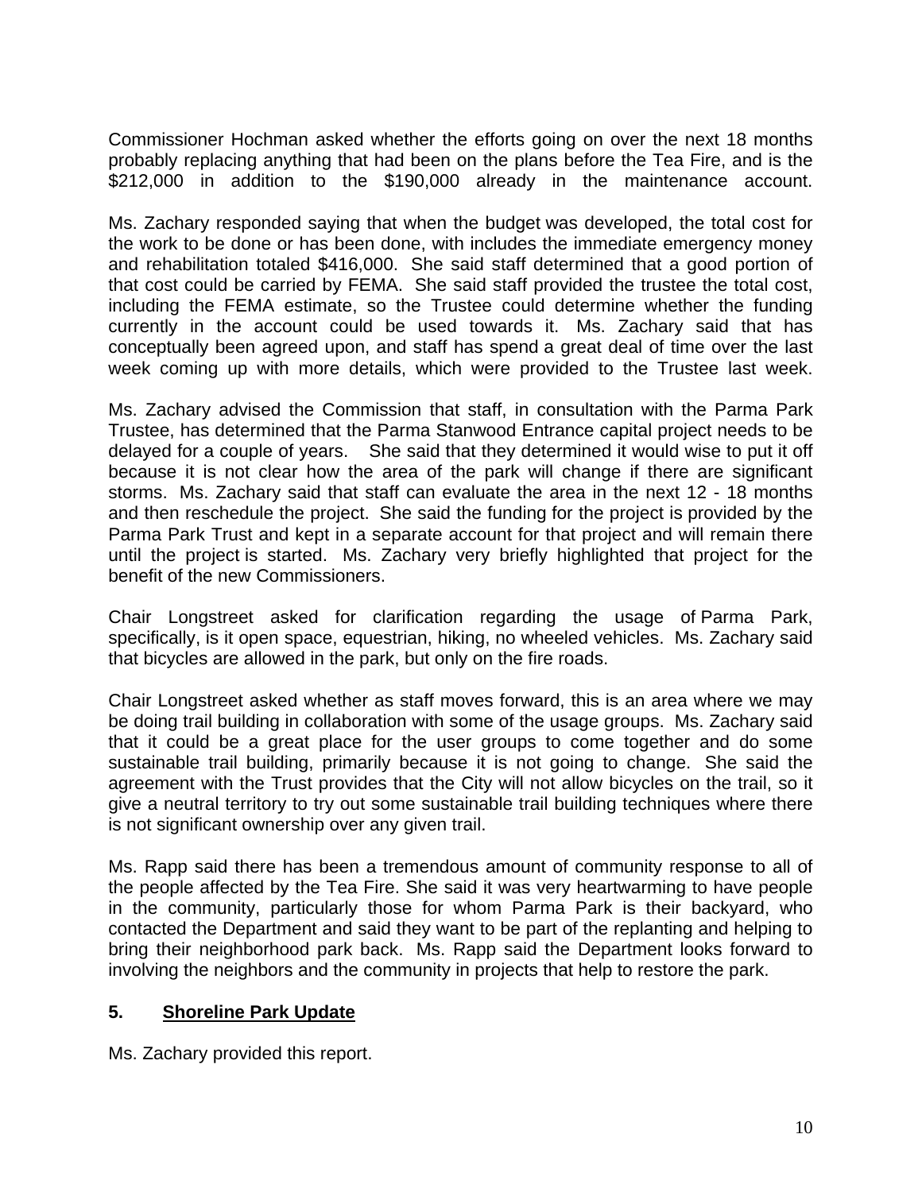Commissioner Hochman asked whether the efforts going on over the next 18 months probably replacing anything that had been on the plans before the Tea Fire, and is the $212,000 in addition to the $190,000 already in the maintenance account.

Ms. Zachary responded saying that when the budget was developed, the total cost for the work to be done or has been done, with includes the immediate emergency money and rehabilitation totaled $416,000. She said staff determined that a good portion of that cost could be carried by FEMA. She said staff provided the trustee the total cost, including the FEMA estimate, so the Trustee could determine whether the funding currently in the account could be used towards it. Ms. Zachary said that has conceptually been agreed upon, and staff has spend a great deal of time over the last week coming up with more details, which were provided to the Trustee last week.

Ms. Zachary advised the Commission that staff, in consultation with the Parma Park Trustee, has determined that the Parma Stanwood Entrance capital project needs to be delayed for a couple of years. She said that they determined it would wise to put it off because it is not clear how the area of the park will change if there are significant storms. Ms. Zachary said that staff can evaluate the area in the next 12 - 18 months and then reschedule the project. She said the funding for the project is provided by the Parma Park Trust and kept in a separate account for that project and will remain there until the project is started. Ms. Zachary very briefly highlighted that project for the benefit of the new Commissioners.

Chair Longstreet asked for clarification regarding the usage of Parma Park, specifically, is it open space, equestrian, hiking, no wheeled vehicles. Ms. Zachary said that bicycles are allowed in the park, but only on the fire roads.

Chair Longstreet asked whether as staff moves forward, this is an area where we may be doing trail building in collaboration with some of the usage groups. Ms. Zachary said that it could be a great place for the user groups to come together and do some sustainable trail building, primarily because it is not going to change. She said the agreement with the Trust provides that the City will not allow bicycles on the trail, so it give a neutral territory to try out some sustainable trail building techniques where there is not significant ownership over any given trail.

Ms. Rapp said there has been a tremendous amount of community response to all of the people affected by the Tea Fire. She said it was very heartwarming to have people in the community, particularly those for whom Parma Park is their backyard, who contacted the Department and said they want to be part of the replanting and helping to bring their neighborhood park back. Ms. Rapp said the Department looks forward to involving the neighbors and the community in projects that help to restore the park.

## 5. Shoreline Park Update

Ms. Zachary provided this report.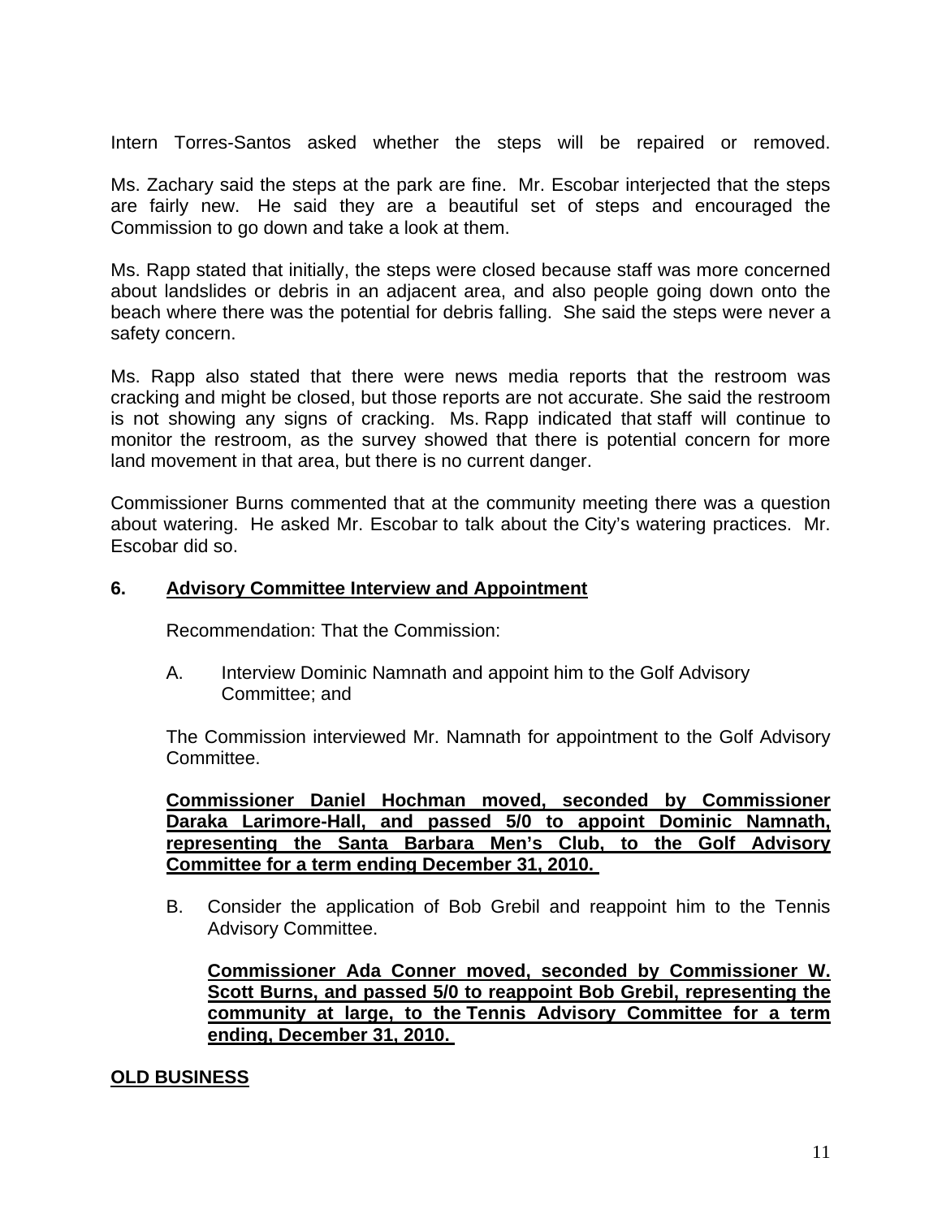Intern Torres-Santos asked whether the steps will be repaired or removed.

Ms. Zachary said the steps at the park are fine. Mr. Escobar interjected that the steps are fairly new. He said they are a beautiful set of steps and encouraged the Commission to go down and take a look at them.

Ms. Rapp stated that initially, the steps were closed because staff was more concerned about landslides or debris in an adjacent area, and also people going down onto the beach where there was the potential for debris falling. She said the steps were never a safety concern.

Ms. Rapp also stated that there were news media reports that the restroom was cracking and might be closed, but those reports are not accurate. She said the restroom is not showing any signs of cracking. Ms. Rapp indicated that staff will continue to monitor the restroom, as the survey showed that there is potential concern for more land movement in that area, but there is no current danger.

Commissioner Burns commented that at the community meeting there was a question about watering. He asked Mr. Escobar to talk about the City's watering practices. Mr. Escobar did so.

**6. Advisory Committee Interview and Appointment**

Recommendation: That the Commission:

A. Interview Dominic Namnath and appoint him to the Golf Advisory Committee; and

The Commission interviewed Mr. Namnath for appointment to the Golf Advisory Committee.

**Commissioner Daniel Hochman moved, seconded by Commissioner Daraka Larimore-Hall, and passed 5/0 to appoint Dominic Namnath, representing the Santa Barbara Men's Club, to the Golf Advisory Committee for a term ending December 31, 2010.**

B. Consider the application of Bob Grebil and reappoint him to the Tennis Advisory Committee.

**Commissioner Ada Conner moved, seconded by Commissioner W. Scott Burns, and passed 5/0 to reappoint Bob Grebil, representing the community at large, to the Tennis Advisory Committee for a term ending, December 31, 2010.**

**OLD BUSINESS**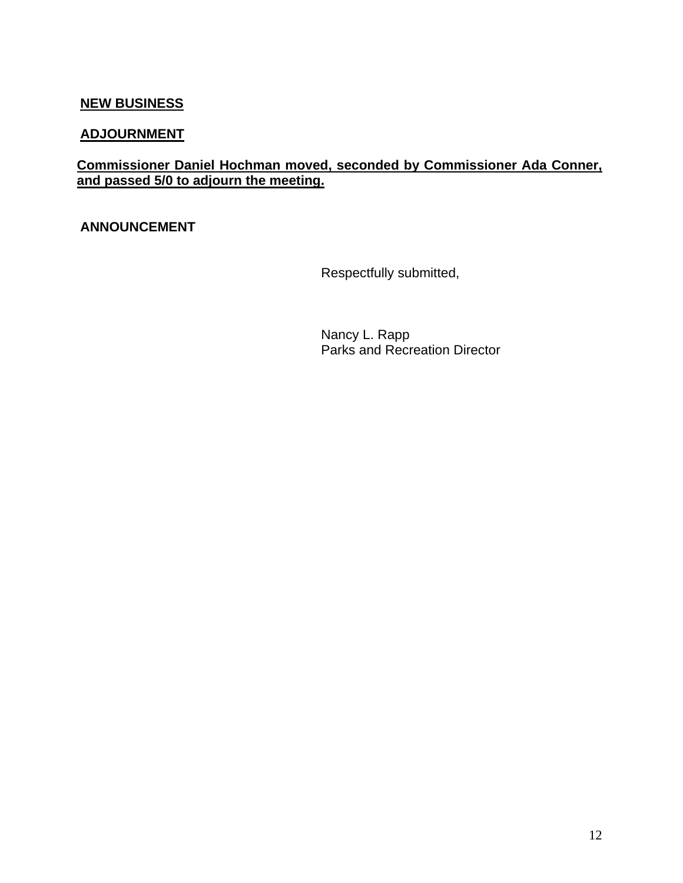**NEW BUSINESS**

**ADJOURNMENT**

**Commissioner Daniel Hochman moved, seconded by Commissioner Ada Conner, and passed 5/0 to adjourn the meeting.**

**ANNOUNCEMENT**

Respectfully submitted,

Nancy L. Rapp
Parks and Recreation Director